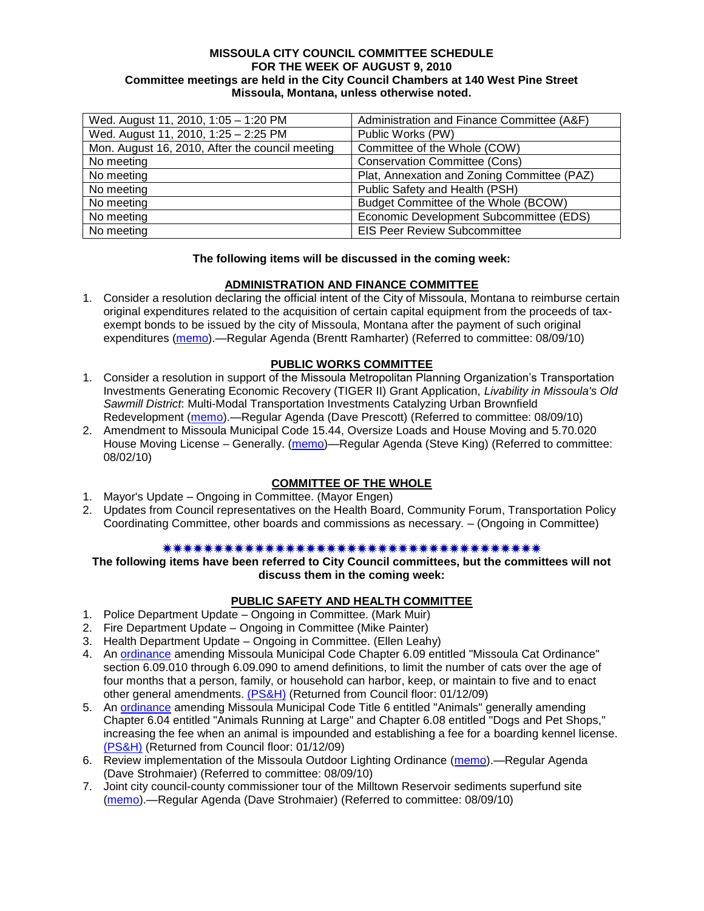**MISSOULA CITY COUNCIL COMMITTEE SCHEDULE**
**FOR THE WEEK OF AUGUST 9, 2010**
**Committee meetings are held in the City Council Chambers at 140 West Pine Street Missoula, Montana, unless otherwise noted.**

| | |
|---|---|
| Wed. August 11, 2010, 1:05 – 1:20 PM | Administration and Finance Committee (A&F) |
| Wed. August 11, 2010, 1:25 – 2:25 PM | Public Works (PW) |
| Mon. August 16, 2010, After the council meeting | Committee of the Whole (COW) |
| No meeting | Conservation Committee (Cons) |
| No meeting | Plat, Annexation and Zoning Committee (PAZ) |
| No meeting | Public Safety and Health (PSH) |
| No meeting | Budget Committee of the Whole (BCOW) |
| No meeting | Economic Development Subcommittee (EDS) |
| No meeting | EIS Peer Review Subcommittee |

**The following items will be discussed in the coming week:**

## ADMINISTRATION AND FINANCE COMMITTEE

1. Consider a resolution declaring the official intent of the City of Missoula, Montana to reimburse certain original expenditures related to the acquisition of certain capital equipment from the proceeds of tax-exempt bonds to be issued by the city of Missoula, Montana after the payment of such original expenditures (memo).—Regular Agenda (Brentt Ramharter) (Referred to committee: 08/09/10)

## PUBLIC WORKS COMMITTEE

1. Consider a resolution in support of the Missoula Metropolitan Planning Organization's Transportation Investments Generating Economic Recovery (TIGER II) Grant Application, *Livability in Missoula's Old Sawmill District*: Multi-Modal Transportation Investments Catalyzing Urban Brownfield Redevelopment (memo).—Regular Agenda (Dave Prescott) (Referred to committee: 08/09/10)
2. Amendment to Missoula Municipal Code 15.44, Oversize Loads and House Moving and 5.70.020 House Moving License – Generally. (memo)—Regular Agenda (Steve King) (Referred to committee: 08/02/10)

## COMMITTEE OF THE WHOLE

1. Mayor's Update – Ongoing in Committee. (Mayor Engen)
2. Updates from Council representatives on the Health Board, Community Forum, Transportation Policy Coordinating Committee, other boards and commissions as necessary. – (Ongoing in Committee)

**The following items have been referred to City Council committees, but the committees will not discuss them in the coming week:**

## PUBLIC SAFETY AND HEALTH COMMITTEE

1. Police Department Update – Ongoing in Committee. (Mark Muir)
2. Fire Department Update – Ongoing in Committee (Mike Painter)
3. Health Department Update – Ongoing in Committee. (Ellen Leahy)
4. An ordinance amending Missoula Municipal Code Chapter 6.09 entitled "Missoula Cat Ordinance" section 6.09.010 through 6.09.090 to amend definitions, to limit the number of cats over the age of four months that a person, family, or household can harbor, keep, or maintain to five and to enact other general amendments. (PS&H) (Returned from Council floor: 01/12/09)
5. An ordinance amending Missoula Municipal Code Title 6 entitled "Animals" generally amending Chapter 6.04 entitled "Animals Running at Large" and Chapter 6.08 entitled "Dogs and Pet Shops," increasing the fee when an animal is impounded and establishing a fee for a boarding kennel license. (PS&H) (Returned from Council floor: 01/12/09)
6. Review implementation of the Missoula Outdoor Lighting Ordinance (memo).—Regular Agenda (Dave Strohmaier) (Referred to committee: 08/09/10)
7. Joint city council-county commissioner tour of the Milltown Reservoir sediments superfund site (memo).—Regular Agenda (Dave Strohmaier) (Referred to committee: 08/09/10)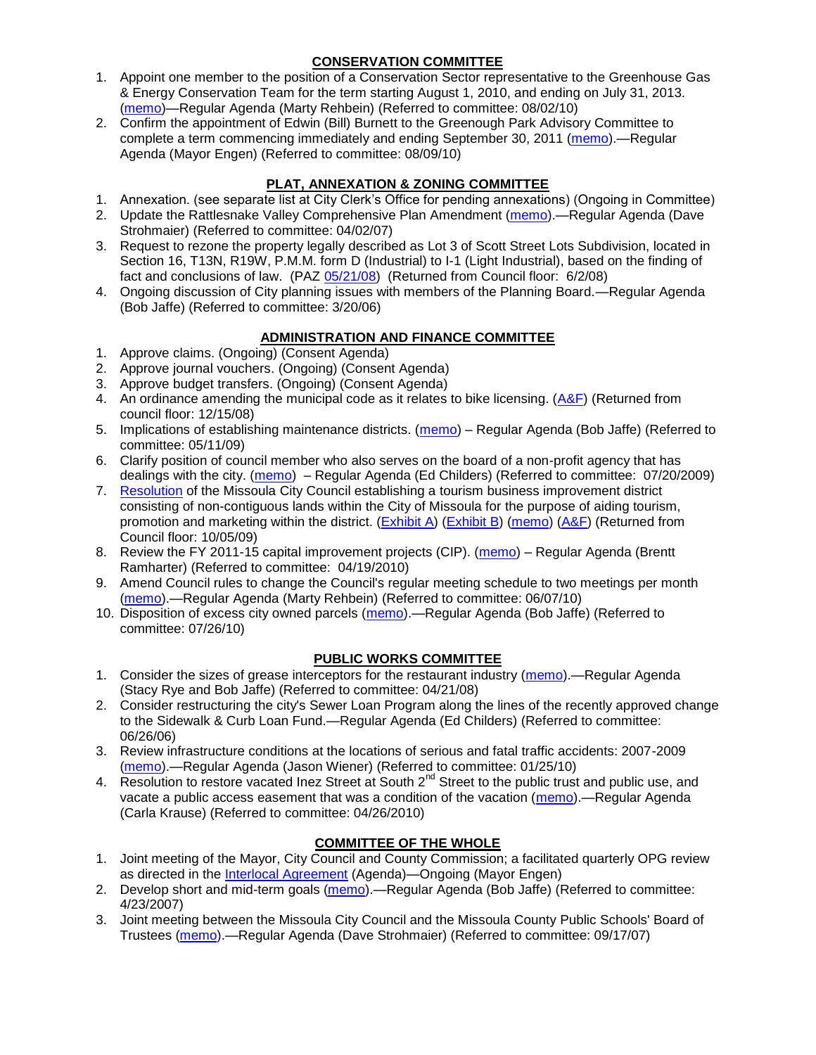## CONSERVATION COMMITTEE

1. Appoint one member to the position of a Conservation Sector representative to the Greenhouse Gas & Energy Conservation Team for the term starting August 1, 2010, and ending on July 31, 2013. (memo)—Regular Agenda (Marty Rehbein) (Referred to committee: 08/02/10)
2. Confirm the appointment of Edwin (Bill) Burnett to the Greenough Park Advisory Committee to complete a term commencing immediately and ending September 30, 2011 (memo).—Regular Agenda (Mayor Engen) (Referred to committee: 08/09/10)

## PLAT, ANNEXATION & ZONING COMMITTEE

1. Annexation. (see separate list at City Clerk's Office for pending annexations) (Ongoing in Committee)
2. Update the Rattlesnake Valley Comprehensive Plan Amendment (memo).—Regular Agenda (Dave Strohmaier) (Referred to committee: 04/02/07)
3. Request to rezone the property legally described as Lot 3 of Scott Street Lots Subdivision, located in Section 16, T13N, R19W, P.M.M. form D (Industrial) to I-1 (Light Industrial), based on the finding of fact and conclusions of law. (PAZ 05/21/08) (Returned from Council floor: 6/2/08)
4. Ongoing discussion of City planning issues with members of the Planning Board.—Regular Agenda (Bob Jaffe) (Referred to committee: 3/20/06)

## ADMINISTRATION AND FINANCE COMMITTEE

1. Approve claims. (Ongoing) (Consent Agenda)
2. Approve journal vouchers. (Ongoing) (Consent Agenda)
3. Approve budget transfers. (Ongoing) (Consent Agenda)
4. An ordinance amending the municipal code as it relates to bike licensing. (A&F) (Returned from council floor: 12/15/08)
5. Implications of establishing maintenance districts. (memo) – Regular Agenda (Bob Jaffe) (Referred to committee: 05/11/09)
6. Clarify position of council member who also serves on the board of a non-profit agency that has dealings with the city. (memo) – Regular Agenda (Ed Childers) (Referred to committee: 07/20/2009)
7. Resolution of the Missoula City Council establishing a tourism business improvement district consisting of non-contiguous lands within the City of Missoula for the purpose of aiding tourism, promotion and marketing within the district. (Exhibit A) (Exhibit B) (memo) (A&F) (Returned from Council floor: 10/05/09)
8. Review the FY 2011-15 capital improvement projects (CIP). (memo) – Regular Agenda (Brentt Ramharter) (Referred to committee: 04/19/2010)
9. Amend Council rules to change the Council's regular meeting schedule to two meetings per month (memo).—Regular Agenda (Marty Rehbein) (Referred to committee: 06/07/10)
10. Disposition of excess city owned parcels (memo).—Regular Agenda (Bob Jaffe) (Referred to committee: 07/26/10)

## PUBLIC WORKS COMMITTEE

1. Consider the sizes of grease interceptors for the restaurant industry (memo).—Regular Agenda (Stacy Rye and Bob Jaffe) (Referred to committee: 04/21/08)
2. Consider restructuring the city's Sewer Loan Program along the lines of the recently approved change to the Sidewalk & Curb Loan Fund.—Regular Agenda (Ed Childers) (Referred to committee: 06/26/06)
3. Review infrastructure conditions at the locations of serious and fatal traffic accidents: 2007-2009 (memo).—Regular Agenda (Jason Wiener) (Referred to committee: 01/25/10)
4. Resolution to restore vacated Inez Street at South 2nd Street to the public trust and public use, and vacate a public access easement that was a condition of the vacation (memo).—Regular Agenda (Carla Krause) (Referred to committee: 04/26/2010)

## COMMITTEE OF THE WHOLE

1. Joint meeting of the Mayor, City Council and County Commission; a facilitated quarterly OPG review as directed in the Interlocal Agreement (Agenda)—Ongoing (Mayor Engen)
2. Develop short and mid-term goals (memo).—Regular Agenda (Bob Jaffe) (Referred to committee: 4/23/2007)
3. Joint meeting between the Missoula City Council and the Missoula County Public Schools' Board of Trustees (memo).—Regular Agenda (Dave Strohmaier) (Referred to committee: 09/17/07)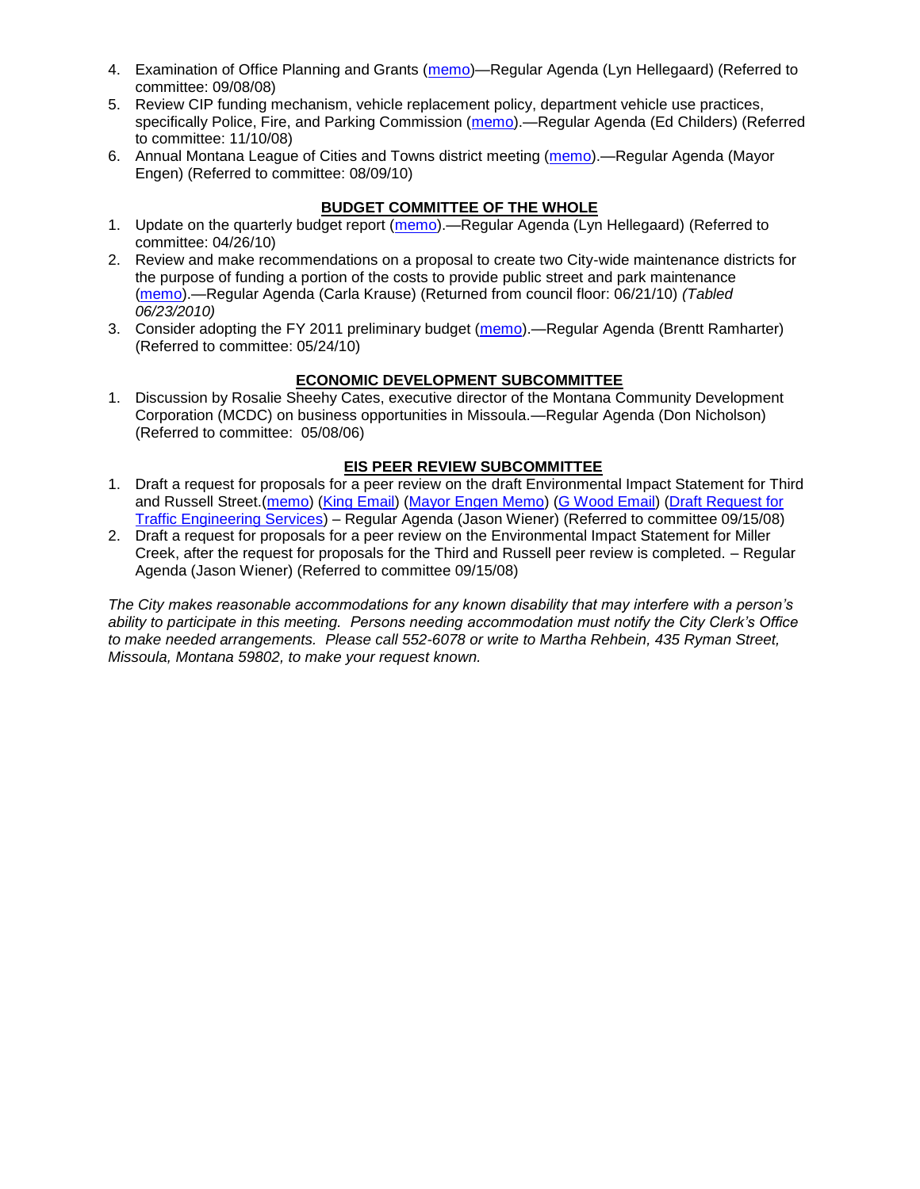4. Examination of Office Planning and Grants (memo)—Regular Agenda (Lyn Hellegaard) (Referred to committee: 09/08/08)
5. Review CIP funding mechanism, vehicle replacement policy, department vehicle use practices, specifically Police, Fire, and Parking Commission (memo).—Regular Agenda (Ed Childers) (Referred to committee: 11/10/08)
6. Annual Montana League of Cities and Towns district meeting (memo).—Regular Agenda (Mayor Engen) (Referred to committee: 08/09/10)

## BUDGET COMMITTEE OF THE WHOLE

1. Update on the quarterly budget report (memo).—Regular Agenda (Lyn Hellegaard) (Referred to committee: 04/26/10)
2. Review and make recommendations on a proposal to create two City-wide maintenance districts for the purpose of funding a portion of the costs to provide public street and park maintenance (memo).—Regular Agenda (Carla Krause) (Returned from council floor: 06/21/10) *(Tabled 06/23/2010)*
3. Consider adopting the FY 2011 preliminary budget (memo).—Regular Agenda (Brentt Ramharter) (Referred to committee: 05/24/10)

## ECONOMIC DEVELOPMENT SUBCOMMITTEE

1. Discussion by Rosalie Sheehy Cates, executive director of the Montana Community Development Corporation (MCDC) on business opportunities in Missoula.—Regular Agenda (Don Nicholson) (Referred to committee: 05/08/06)

## EIS PEER REVIEW SUBCOMMITTEE

1. Draft a request for proposals for a peer review on the draft Environmental Impact Statement for Third and Russell Street.(memo) (King Email) (Mayor Engen Memo) (G Wood Email) (Draft Request for Traffic Engineering Services) – Regular Agenda (Jason Wiener) (Referred to committee 09/15/08)
2. Draft a request for proposals for a peer review on the Environmental Impact Statement for Miller Creek, after the request for proposals for the Third and Russell peer review is completed. – Regular Agenda (Jason Wiener) (Referred to committee 09/15/08)

*The City makes reasonable accommodations for any known disability that may interfere with a person's ability to participate in this meeting. Persons needing accommodation must notify the City Clerk's Office to make needed arrangements. Please call 552-6078 or write to Martha Rehbein, 435 Ryman Street, Missoula, Montana 59802, to make your request known.*